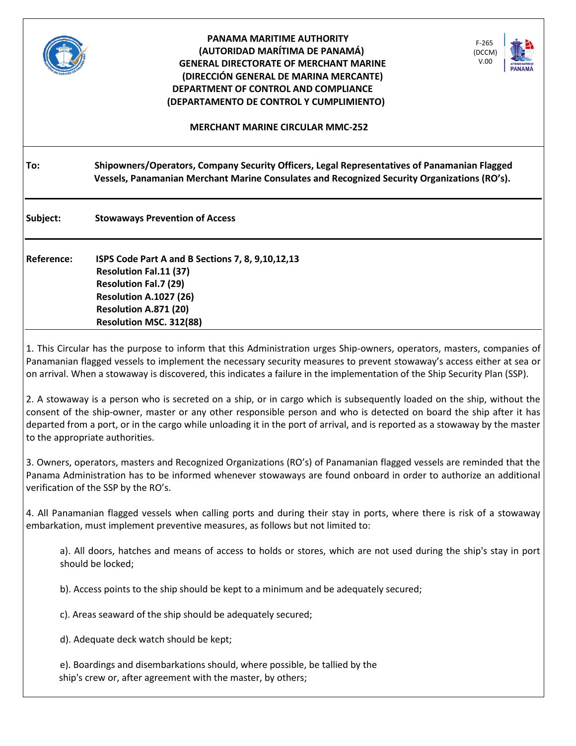**PANAMA MARITIME AUTHORITY**
**(AUTORIDAD MARÍTIMA DE PANAMÁ)**
**GENERAL DIRECTORATE OF MERCHANT MARINE**
**(DIRECCIÓN GENERAL DE MARINA MERCANTE)**
**DEPARTMENT OF CONTROL AND COMPLIANCE**
**(DEPARTAMENTO DE CONTROL Y CUMPLIMIENTO)**

F-265
(DCCM)
V.00

# MERCHANT MARINE CIRCULAR MMC-252

**To:** **Shipowners/Operators, Company Security Officers, Legal Representatives of Panamanian Flagged Vessels, Panamanian Merchant Marine Consulates and Recognized Security Organizations (RO's).**

**Subject:** **Stowaways Prevention of Access**

**Reference:** **ISPS Code Part A and B Sections 7, 8, 9,10,12,13**
**Resolution Fal.11 (37)**
**Resolution Fal.7 (29)**
**Resolution A.1027 (26)**
**Resolution A.871 (20)**
**Resolution MSC. 312(88)**

1. This Circular has the purpose to inform that this Administration urges Ship-owners, operators, masters, companies of Panamanian flagged vessels to implement the necessary security measures to prevent stowaway's access either at sea or on arrival. When a stowaway is discovered, this indicates a failure in the implementation of the Ship Security Plan (SSP).

2. A stowaway is a person who is secreted on a ship, or in cargo which is subsequently loaded on the ship, without the consent of the ship-owner, master or any other responsible person and who is detected on board the ship after it has departed from a port, or in the cargo while unloading it in the port of arrival, and is reported as a stowaway by the master to the appropriate authorities.

3. Owners, operators, masters and Recognized Organizations (RO's) of Panamanian flagged vessels are reminded that the Panama Administration has to be informed whenever stowaways are found onboard in order to authorize an additional verification of the SSP by the RO's.

4. All Panamanian flagged vessels when calling ports and during their stay in ports, where there is risk of a stowaway embarkation, must implement preventive measures, as follows but not limited to:

a). All doors, hatches and means of access to holds or stores, which are not used during the ship's stay in port should be locked;

b). Access points to the ship should be kept to a minimum and be adequately secured;

c). Areas seaward of the ship should be adequately secured;

d). Adequate deck watch should be kept;

e). Boardings and disembarkations should, where possible, be tallied by the ship's crew or, after agreement with the master, by others;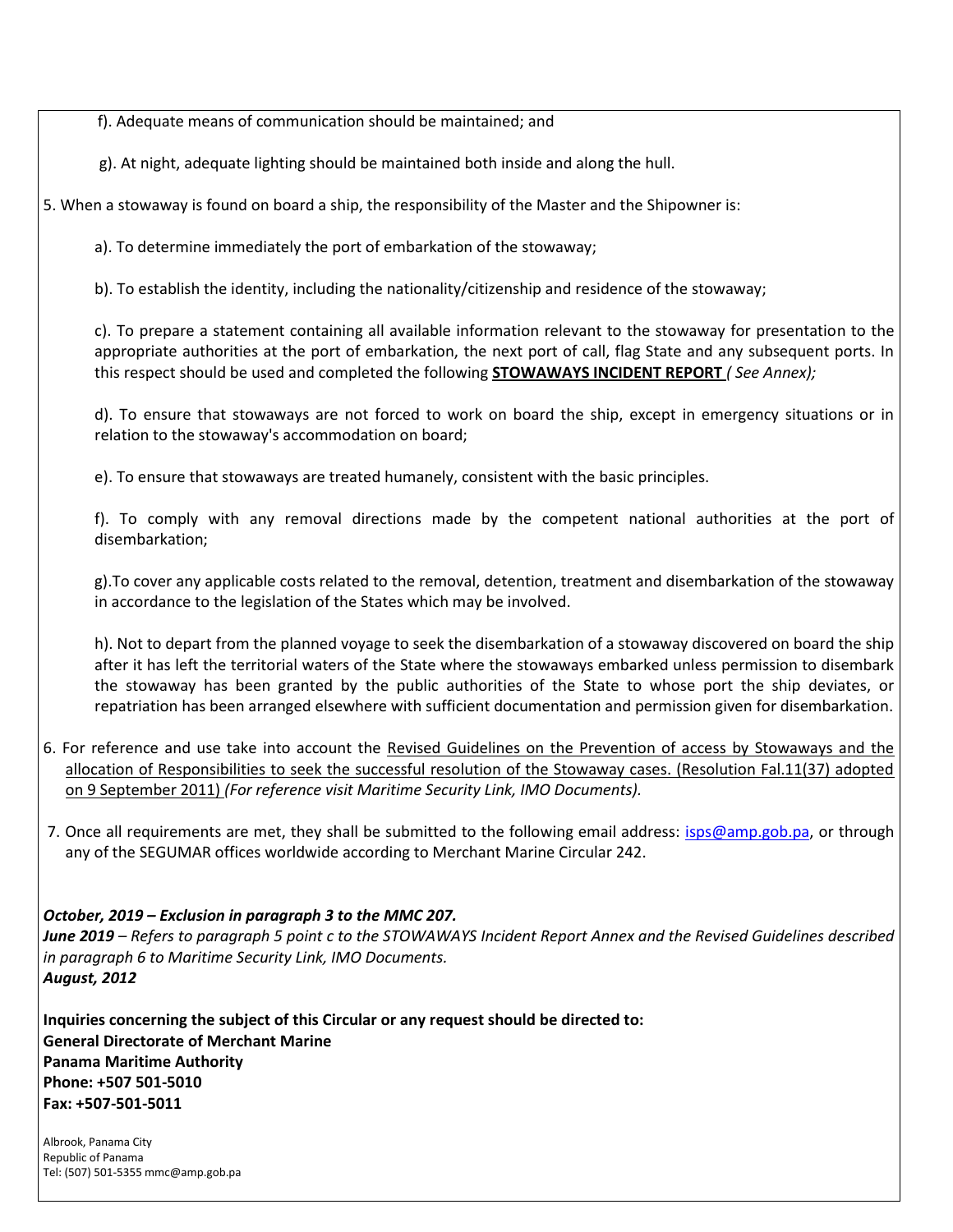f). Adequate means of communication should be maintained; and

g). At night, adequate lighting should be maintained both inside and along the hull.

5. When a stowaway is found on board a ship, the responsibility of the Master and the Shipowner is:

   a). To determine immediately the port of embarkation of the stowaway;

   b). To establish the identity, including the nationality/citizenship and residence of the stowaway;

   c). To prepare a statement containing all available information relevant to the stowaway for presentation to the appropriate authorities at the port of embarkation, the next port of call, flag State and any subsequent ports. In this respect should be used and completed the following **STOWAWAYS INCIDENT REPORT** *( See Annex);*

   d). To ensure that stowaways are not forced to work on board the ship, except in emergency situations or in relation to the stowaway's accommodation on board;

   e). To ensure that stowaways are treated humanely, consistent with the basic principles.

   f). To comply with any removal directions made by the competent national authorities at the port of disembarkation;

   g).To cover any applicable costs related to the removal, detention, treatment and disembarkation of the stowaway in accordance to the legislation of the States which may be involved.

   h). Not to depart from the planned voyage to seek the disembarkation of a stowaway discovered on board the ship after it has left the territorial waters of the State where the stowaways embarked unless permission to disembark the stowaway has been granted by the public authorities of the State to whose port the ship deviates, or repatriation has been arranged elsewhere with sufficient documentation and permission given for disembarkation.

6. For reference and use take into account the Revised Guidelines on the Prevention of access by Stowaways and the allocation of Responsibilities to seek the successful resolution of the Stowaway cases. (Resolution Fal.11(37) adopted on 9 September 2011) *(For reference visit Maritime Security Link, IMO Documents).*

7. Once all requirements are met, they shall be submitted to the following email address: isps@amp.gob.pa, or through any of the SEGUMAR offices worldwide according to Merchant Marine Circular 242.

***October, 2019 – Exclusion in paragraph 3 to the MMC 207.***
***June 2019** – Refers to paragraph 5 point c to the STOWAWAYS Incident Report Annex and the Revised Guidelines described in paragraph 6 to Maritime Security Link, IMO Documents.*
***August, 2012***

**Inquiries concerning the subject of this Circular or any request should be directed to:**
**General Directorate of Merchant Marine**
**Panama Maritime Authority**
**Phone: +507 501-5010**
**Fax: +507-501-5011**

Albrook, Panama City
Republic of Panama
Tel: (507) 501-5355 mmc@amp.gob.pa